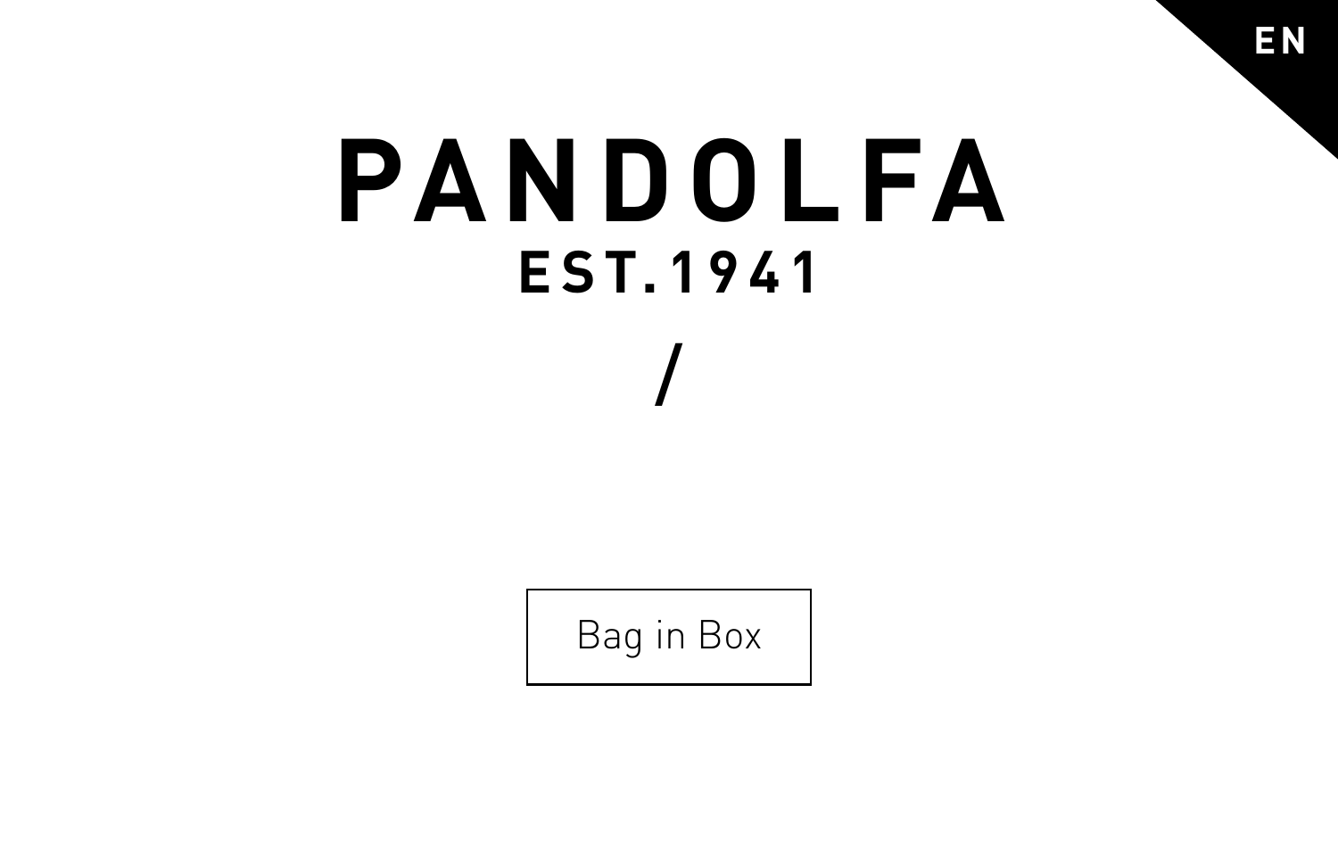EN

# PANDOLFA

## EST.1941

/

Bag in Box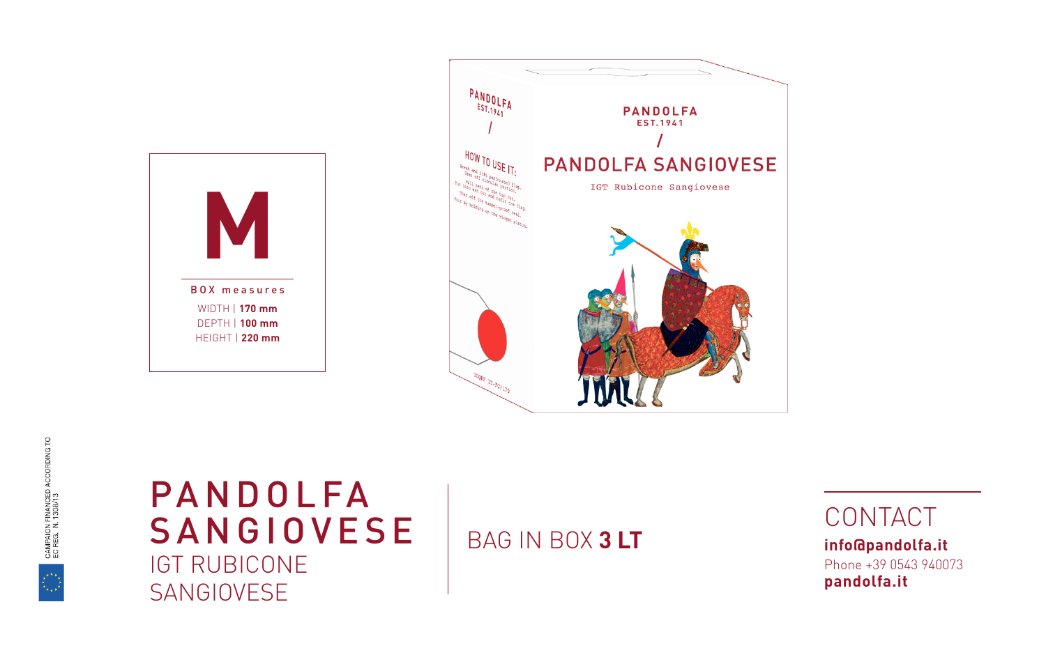M

BOX measures

WIDTH | **170 mm**
DEPTH | **100 mm**
HEIGHT | **220 mm**

PANDOLFA
EST.1941
/
PANDOLFA SANGIOVESE

IGT Rubicone Sangiovese

HOW TO USE IT:

# PANDOLFA SANGIOVESE

IGT RUBICONE SANGIOVESE

BAG IN BOX **3 LT**

## CONTACT

**info@pandolfa.it**
Phone +39 0543 940073
**pandolfa.it**

CAMPAIGN FINANCED ACCORDING TO EC REG. N. 1308/13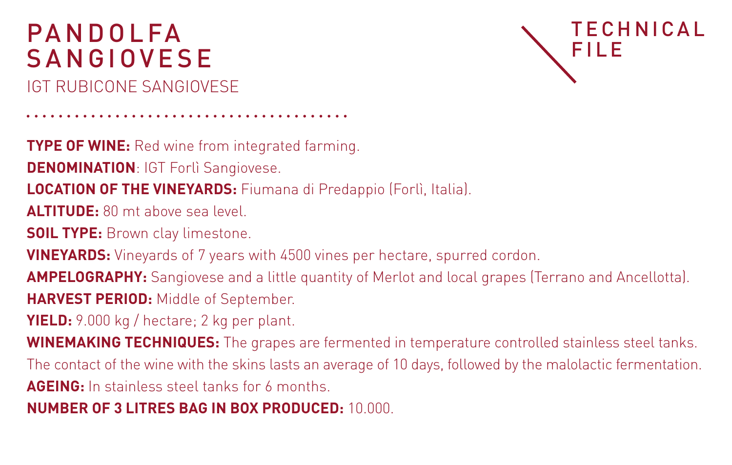# PANDOLFA SANGIOVESE

IGT RUBICONE SANGIOVESE

## TECHNICAL FILE

**TYPE OF WINE:** Red wine from integrated farming.

**DENOMINATION**: IGT Forlì Sangiovese.

**LOCATION OF THE VINEYARDS:** Fiumana di Predappio (Forlì, Italia).

**ALTITUDE:** 80 mt above sea level.

**SOIL TYPE:** Brown clay limestone.

**VINEYARDS:** Vineyards of 7 years with 4500 vines per hectare, spurred cordon.

**AMPELOGRAPHY:** Sangiovese and a little quantity of Merlot and local grapes (Terrano and Ancellotta).

**HARVEST PERIOD:** Middle of September.

**YIELD:** 9.000 kg / hectare; 2 kg per plant.

**WINEMAKING TECHNIQUES:** The grapes are fermented in temperature controlled stainless steel tanks. The contact of the wine with the skins lasts an average of 10 days, followed by the malolactic fermentation.

**AGEING:** In stainless steel tanks for 6 months.

**NUMBER OF 3 LITRES BAG IN BOX PRODUCED:** 10.000.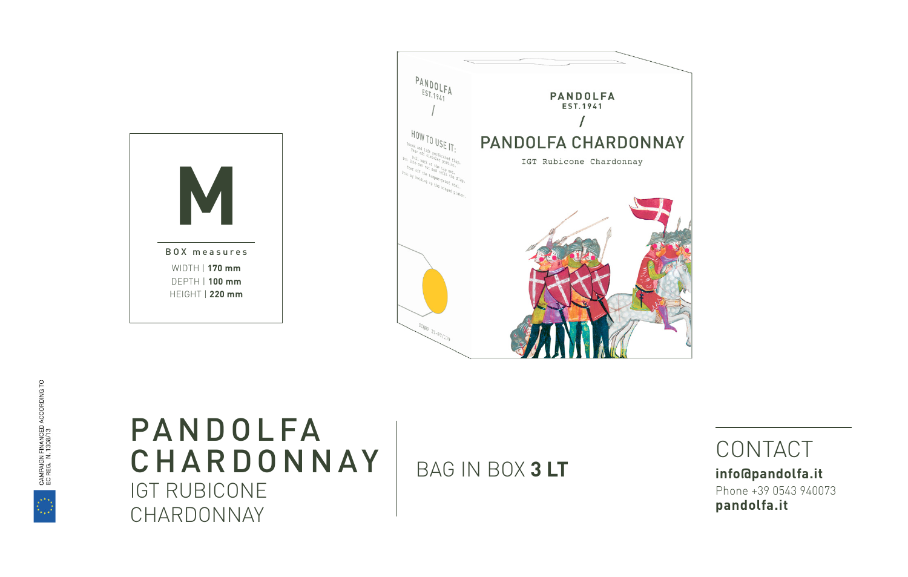# M

BOX measures

WIDTH | **170 mm**
DEPTH | **100 mm**
HEIGHT | **220 mm**

# PANDOLFA CHARDONNAY

IGT RUBICONE CHARDONNAY

BAG IN BOX **3 LT**

## CONTACT

**info@pandolfa.it**
Phone +39 0543 940073
**pandolfa.it**

CAMPAIGN FINANCED ACCORDING TO EC REG. N. 1308/13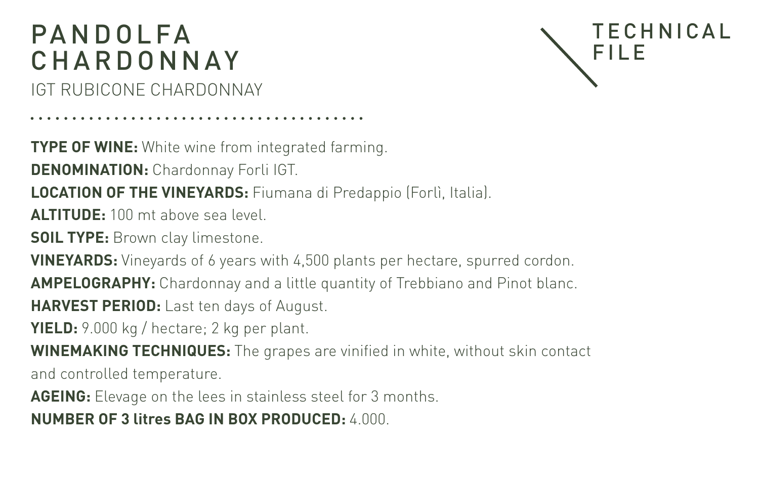# PANDOLFA CHARDONNAY

IGT RUBICONE CHARDONNAY

TECHNICAL FILE

**TYPE OF WINE:** White wine from integrated farming.

**DENOMINATION:** Chardonnay Forli IGT.

**LOCATION OF THE VINEYARDS:** Fiumana di Predappio (Forlì, Italia).

**ALTITUDE:** 100 mt above sea level.

**SOIL TYPE:** Brown clay limestone.

**VINEYARDS:** Vineyards of 6 years with 4,500 plants per hectare, spurred cordon.

**AMPELOGRAPHY:** Chardonnay and a little quantity of Trebbiano and Pinot blanc.

**HARVEST PERIOD:** Last ten days of August.

**YIELD:** 9.000 kg / hectare; 2 kg per plant.

**WINEMAKING TECHNIQUES:** The grapes are vinified in white, without skin contact and controlled temperature.

**AGEING:** Elevage on the lees in stainless steel for 3 months.

**NUMBER OF 3 litres BAG IN BOX PRODUCED:** 4.000.